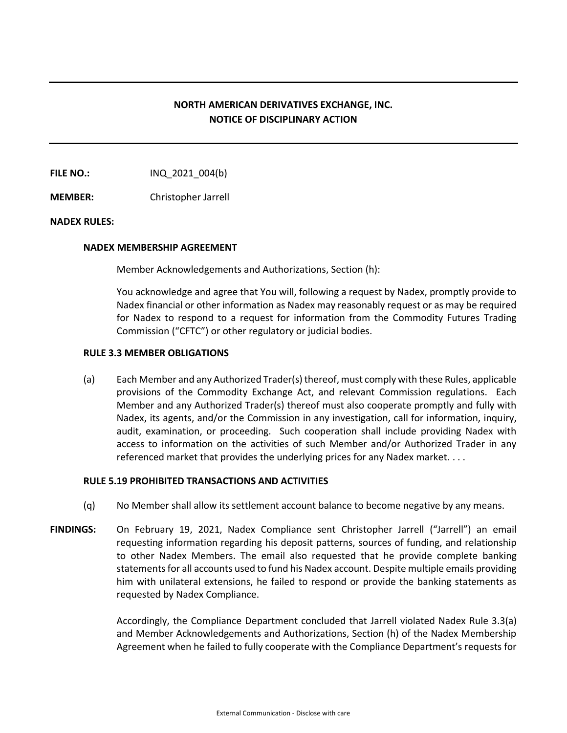# NORTH AMERICAN DERIVATIVES EXCHANGE, INC.
# NOTICE OF DISCIPLINARY ACTION

**FILE NO.:** INQ_2021_004(b)

**MEMBER:** Christopher Jarrell

**NADEX RULES:**

**NADEX MEMBERSHIP AGREEMENT**

Member Acknowledgements and Authorizations, Section (h):

You acknowledge and agree that You will, following a request by Nadex, promptly provide to Nadex financial or other information as Nadex may reasonably request or as may be required for Nadex to respond to a request for information from the Commodity Futures Trading Commission ("CFTC") or other regulatory or judicial bodies.

**RULE 3.3 MEMBER OBLIGATIONS**

(a) Each Member and any Authorized Trader(s) thereof, must comply with these Rules, applicable provisions of the Commodity Exchange Act, and relevant Commission regulations. Each Member and any Authorized Trader(s) thereof must also cooperate promptly and fully with Nadex, its agents, and/or the Commission in any investigation, call for information, inquiry, audit, examination, or proceeding. Such cooperation shall include providing Nadex with access to information on the activities of such Member and/or Authorized Trader in any referenced market that provides the underlying prices for any Nadex market. . . .

**RULE 5.19 PROHIBITED TRANSACTIONS AND ACTIVITIES**

(q) No Member shall allow its settlement account balance to become negative by any means.

**FINDINGS:** On February 19, 2021, Nadex Compliance sent Christopher Jarrell ("Jarrell") an email requesting information regarding his deposit patterns, sources of funding, and relationship to other Nadex Members. The email also requested that he provide complete banking statements for all accounts used to fund his Nadex account. Despite multiple emails providing him with unilateral extensions, he failed to respond or provide the banking statements as requested by Nadex Compliance.

Accordingly, the Compliance Department concluded that Jarrell violated Nadex Rule 3.3(a) and Member Acknowledgements and Authorizations, Section (h) of the Nadex Membership Agreement when he failed to fully cooperate with the Compliance Department's requests for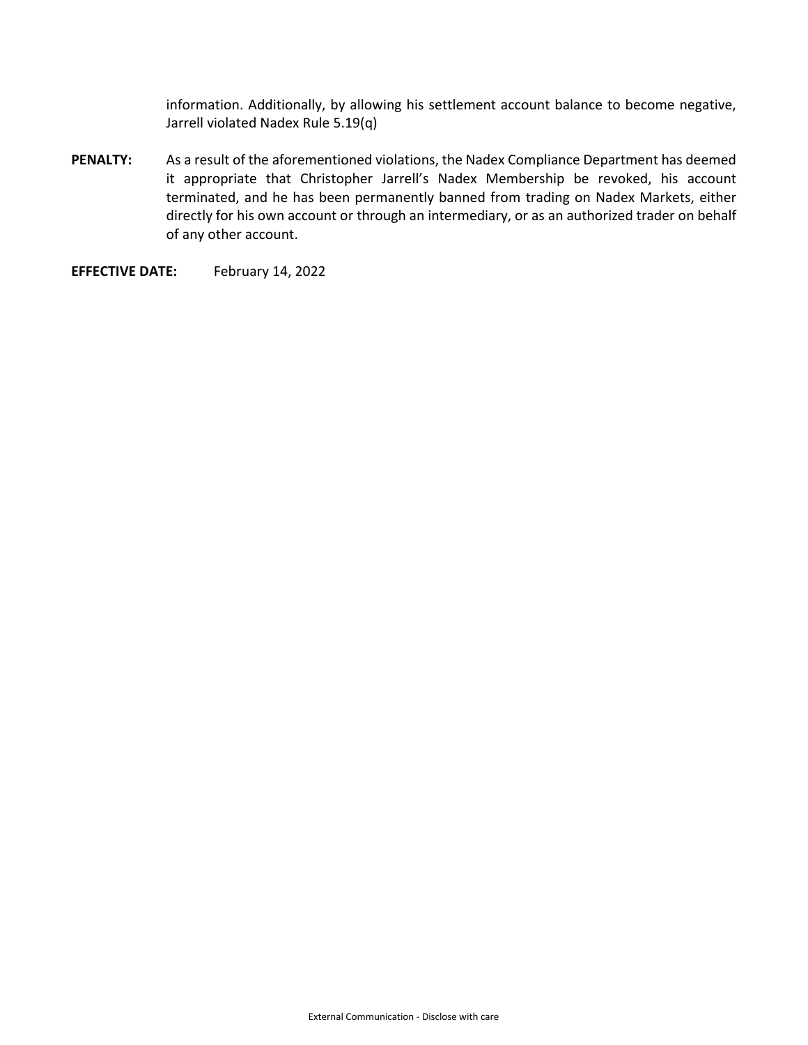information. Additionally, by allowing his settlement account balance to become negative, Jarrell violated Nadex Rule 5.19(q)

**PENALTY:** As a result of the aforementioned violations, the Nadex Compliance Department has deemed it appropriate that Christopher Jarrell's Nadex Membership be revoked, his account terminated, and he has been permanently banned from trading on Nadex Markets, either directly for his own account or through an intermediary, or as an authorized trader on behalf of any other account.

**EFFECTIVE DATE:** February 14, 2022